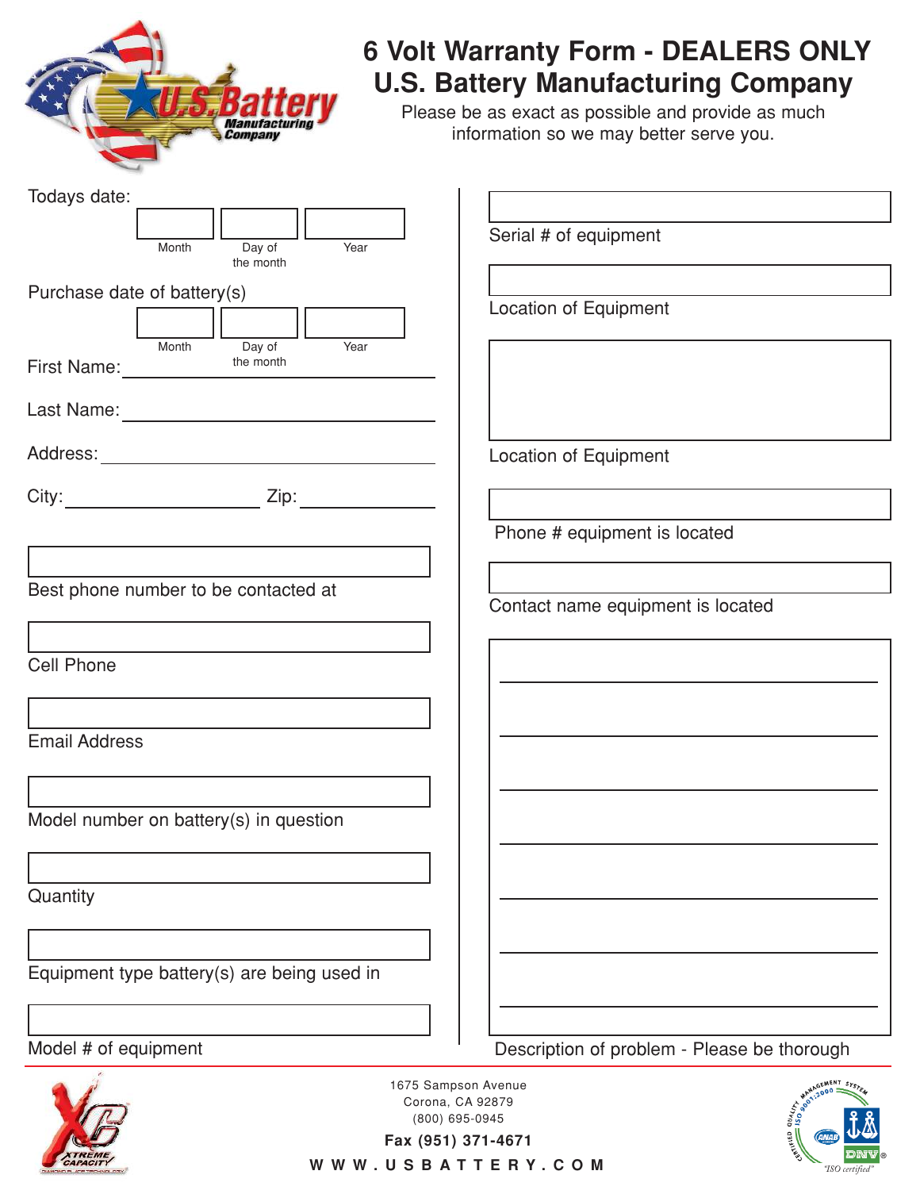# 6 Volt Warranty Form - DEALERS ONLY
# U.S. Battery Manufacturing Company

Please be as exact as possible and provide as much information so we may better serve you.

Todays date:

| Month | Day of the month | Year |
|---|---|---|
| | | |

Purchase date of battery(s)

| Month | Day of the month | Year |
|---|---|---|
| | | |

First Name: ____________________

Last Name: ____________________

Address: ____________________

City: ____________________ Zip: ____________________

Best phone number to be contacted at

Cell Phone

Email Address

Model number on battery(s) in question

Quantity

Equipment type battery(s) are being used in

Model # of equipment

Serial # of equipment

Location of Equipment

Location of Equipment

Phone # equipment is located

Contact name equipment is located

Description of problem - Please be thorough

1675 Sampson Avenue
Corona, CA 92879
(800) 695-0945
**Fax (951) 371-4671**
**WWW.USBATTERY.COM**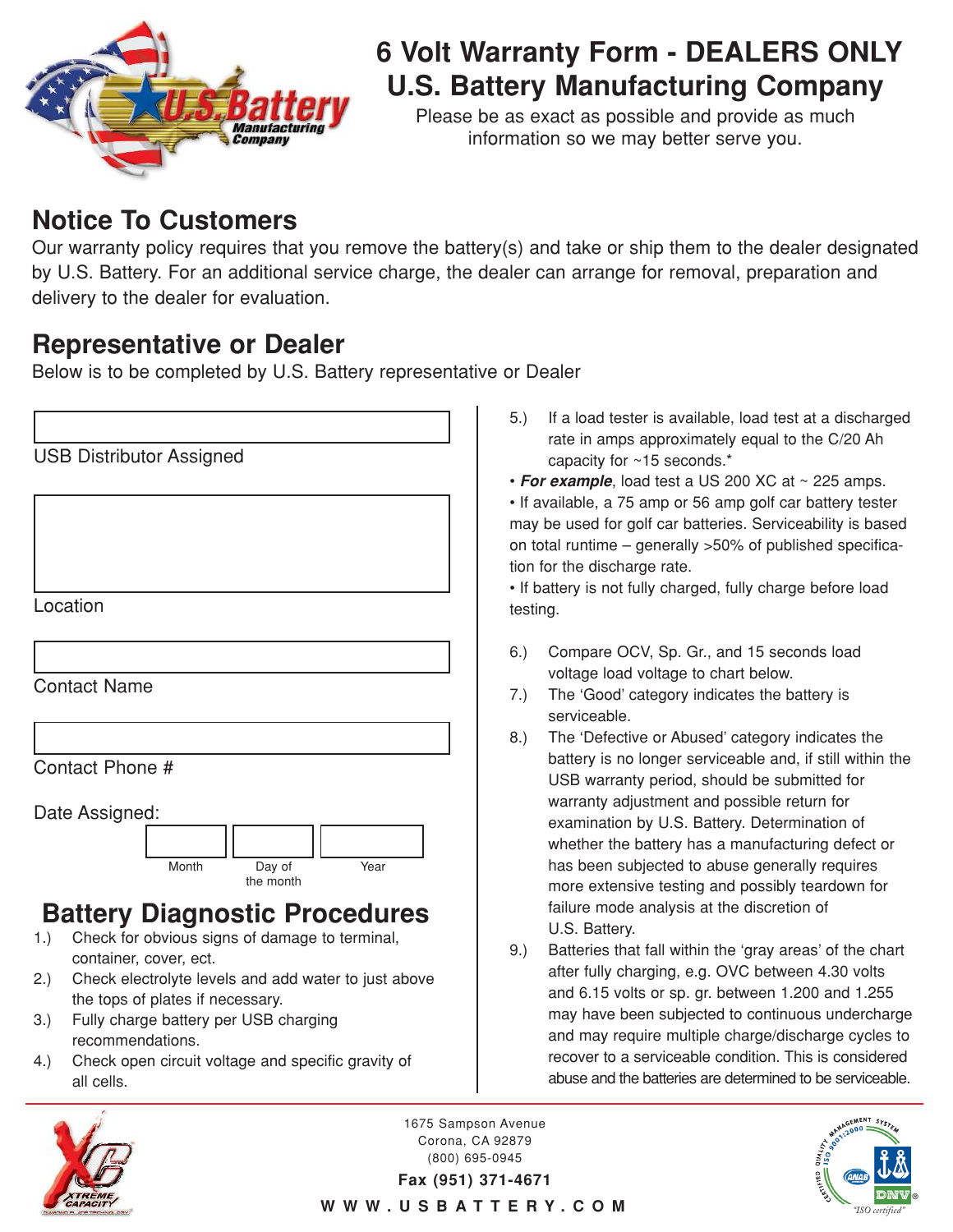# 6 Volt Warranty Form - DEALERS ONLY

# U.S. Battery Manufacturing Company

Please be as exact as possible and provide as much information so we may better serve you.

## Notice To Customers

Our warranty policy requires that you remove the battery(s) and take or ship them to the dealer designated by U.S. Battery. For an additional service charge, the dealer can arrange for removal, preparation and delivery to the dealer for evaluation.

## Representative or Dealer

Below is to be completed by U.S. Battery representative or Dealer

USB Distributor Assigned

Location

Contact Name

Contact Phone #

Date Assigned:

| Month | Day of the month | Year |
|---|---|---|
| | | |

## Battery Diagnostic Procedures

1.) Check for obvious signs of damage to terminal, container, cover, ect.

2.) Check electrolyte levels and add water to just above the tops of plates if necessary.

3.) Fully charge battery per USB charging recommendations.

4.) Check open circuit voltage and specific gravity of all cells.

5.) If a load tester is available, load test at a discharged rate in amps approximately equal to the C/20 Ah capacity for ~15 seconds.*

- ***For example***, load test a US 200 XC at ~ 225 amps.
- If available, a 75 amp or 56 amp golf car battery tester may be used for golf car batteries. Serviceability is based on total runtime – generally >50% of published specification for the discharge rate.
- If battery is not fully charged, fully charge before load testing.

6.) Compare OCV, Sp. Gr., and 15 seconds load voltage load voltage to chart below.

7.) The 'Good' category indicates the battery is serviceable.

8.) The 'Defective or Abused' category indicates the battery is no longer serviceable and, if still within the USB warranty period, should be submitted for warranty adjustment and possible return for examination by U.S. Battery. Determination of whether the battery has a manufacturing defect or has been subjected to abuse generally requires more extensive testing and possibly teardown for failure mode analysis at the discretion of U.S. Battery.

9.) Batteries that fall within the 'gray areas' of the chart after fully charging, e.g. OVC between 4.30 volts and 6.15 volts or sp. gr. between 1.200 and 1.255 may have been subjected to continuous undercharge and may require multiple charge/discharge cycles to recover to a serviceable condition. This is considered abuse and the batteries are determined to be serviceable.

1675 Sampson Avenue
Corona, CA 92879
(800) 695-0945
**Fax (951) 371-4671**
**WWW.USBATTERY.COM**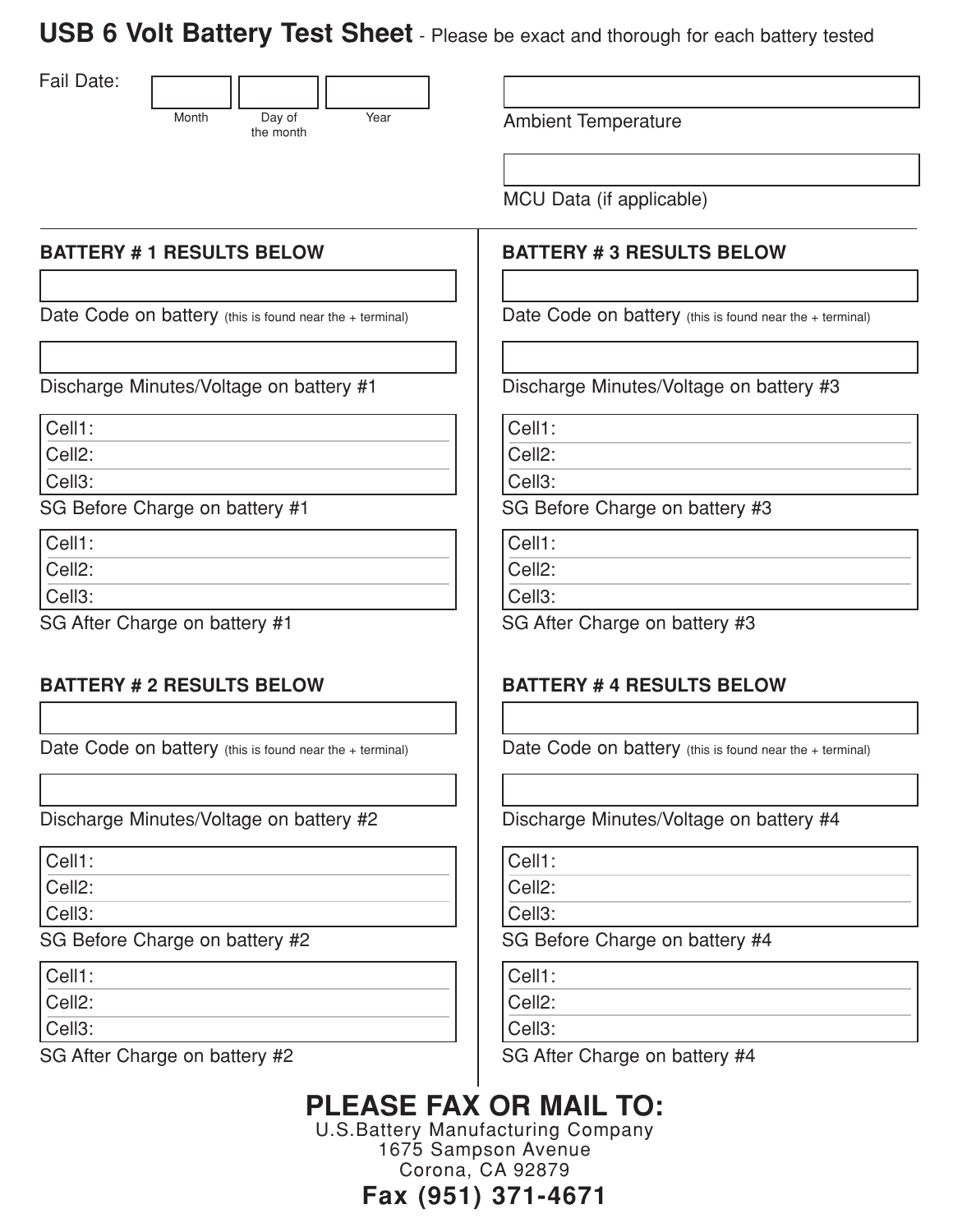# USB 6 Volt Battery Test Sheet - Please be exact and thorough for each battery tested

Fail Date:

| Month | Day of the month | Year |
|---|---|---|
| | | |

Ambient Temperature

MCU Data (if applicable)

## BATTERY # 1 RESULTS BELOW

Date Code on battery (this is found near the + terminal)

Discharge Minutes/Voltage on battery #1

Cell1:
Cell2:
Cell3:

SG Before Charge on battery #1

Cell1:
Cell2:
Cell3:

SG After Charge on battery #1

## BATTERY # 2 RESULTS BELOW

Date Code on battery (this is found near the + terminal)

Discharge Minutes/Voltage on battery #2

Cell1:
Cell2:
Cell3:

SG Before Charge on battery #2

Cell1:
Cell2:
Cell3:

SG After Charge on battery #2

## BATTERY # 3 RESULTS BELOW

Date Code on battery (this is found near the + terminal)

Discharge Minutes/Voltage on battery #3

Cell1:
Cell2:
Cell3:

SG Before Charge on battery #3

Cell1:
Cell2:
Cell3:

SG After Charge on battery #3

## BATTERY # 4 RESULTS BELOW

Date Code on battery (this is found near the + terminal)

Discharge Minutes/Voltage on battery #4

Cell1:
Cell2:
Cell3:

SG Before Charge on battery #4

Cell1:
Cell2:
Cell3:

SG After Charge on battery #4

## PLEASE FAX OR MAIL TO:

U.S.Battery Manufacturing Company
1675 Sampson Avenue
Corona, CA 92879

**Fax (951) 371-4671**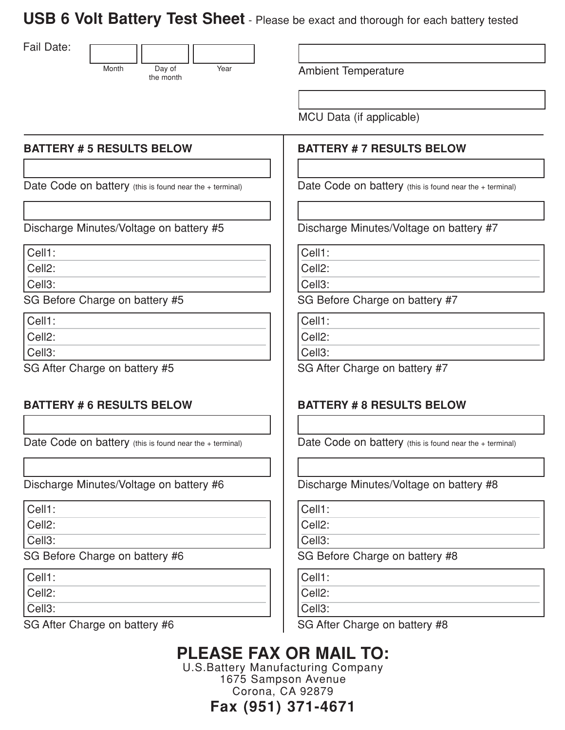# USB 6 Volt Battery Test Sheet - Please be exact and thorough for each battery tested

Fail Date:

| Month | Day of the month | Year |
|---|---|---|
| | | |

Ambient Temperature

MCU Data (if applicable)

### BATTERY # 5 RESULTS BELOW

Date Code on battery (this is found near the + terminal)

Discharge Minutes/Voltage on battery #5

Cell1:
Cell2:
Cell3:

SG Before Charge on battery #5

Cell1:
Cell2:
Cell3:

SG After Charge on battery #5

### BATTERY # 6 RESULTS BELOW

Date Code on battery (this is found near the + terminal)

Discharge Minutes/Voltage on battery #6

Cell1:
Cell2:
Cell3:

SG Before Charge on battery #6

Cell1:
Cell2:
Cell3:

SG After Charge on battery #6

### BATTERY # 7 RESULTS BELOW

Date Code on battery (this is found near the + terminal)

Discharge Minutes/Voltage on battery #7

Cell1:
Cell2:
Cell3:

SG Before Charge on battery #7

Cell1:
Cell2:
Cell3:

SG After Charge on battery #7

### BATTERY # 8 RESULTS BELOW

Date Code on battery (this is found near the + terminal)

Discharge Minutes/Voltage on battery #8

Cell1:
Cell2:
Cell3:

SG Before Charge on battery #8

Cell1:
Cell2:
Cell3:

SG After Charge on battery #8

## PLEASE FAX OR MAIL TO:

U.S.Battery Manufacturing Company
1675 Sampson Avenue
Corona, CA 92879

**Fax (951) 371-4671**